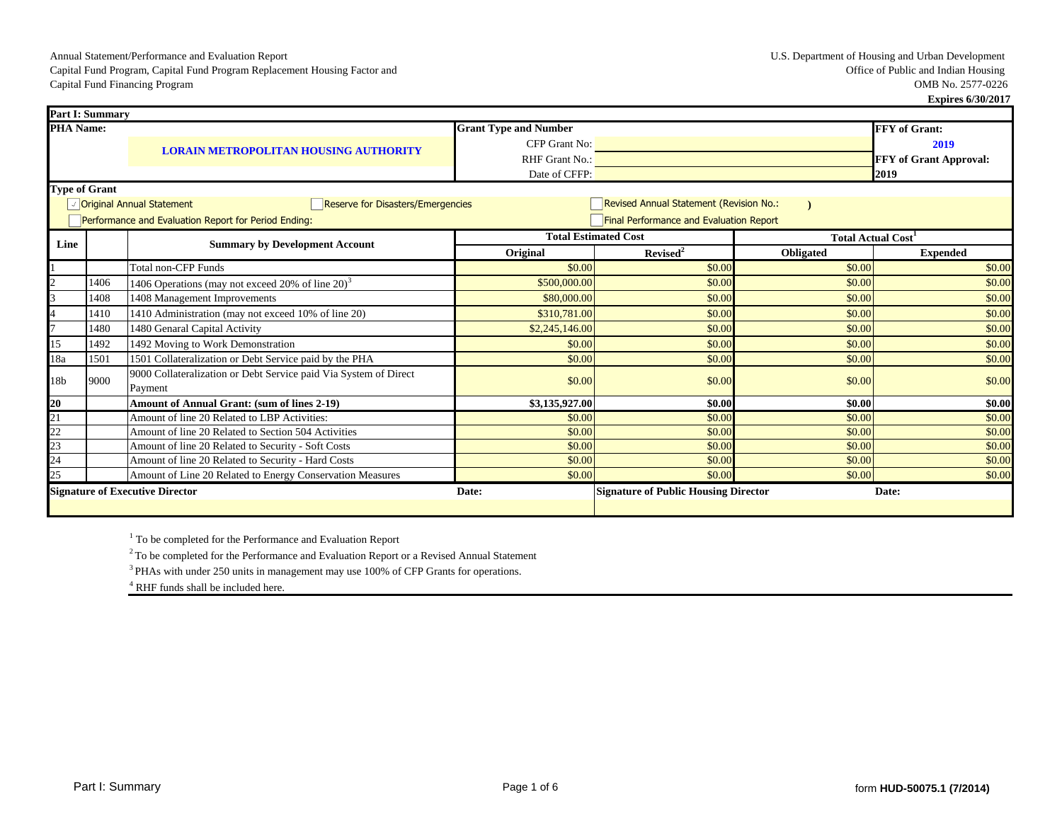Annual Statement/Performance and Evaluation Report
Capital Fund Program, Capital Fund Program Replacement Housing Factor and
Capital Fund Financing Program

U.S. Department of Housing and Urban Development
Office of Public and Indian Housing
OMB No. 2577-0226
**Expires 6/30/2017**

| **Part I: Summary** | | | | | | |
|---|---|---|---|---|---|---|
| **PHA Name:** | | **LORAIN METROPOLITAN HOUSING AUTHORITY** | **Grant Type and Number** | | | **FFY of Grant:** 2019 |
| | | | CFP Grant No: | | | |
| | | | RHF Grant No.: | | | **FFY of Grant Approval:** 2019 |
| | | | Date of CFFP: | | | |
| **Type of Grant** | | | | | | |
| ☑ Original Annual Statement | | ☐ Reserve for Disasters/Emergencies | | ☐ Revised Annual Statement (Revision No.: ) | | |
| ☐ Performance and Evaluation Report for Period Ending: | | | | ☐ Final Performance and Evaluation Report | | |
| **Line** | | **Summary by Development Account** | **Total Estimated Cost** | | **Total Actual Cost[1]** | |
| | | | **Original** | **Revised[2]** | **Obligated** | **Expended** |
| 1 | | Total non-CFP Funds | $0.00 | $0.00 | $0.00 | $0.00 |
| 2 | 1406 | 1406 Operations (may not exceed 20% of line 20)[3] | $500,000.00 | $0.00 | $0.00 | $0.00 |
| 3 | 1408 | 1408 Management Improvements | $80,000.00 | $0.00 | $0.00 | $0.00 |
| 4 | 1410 | 1410 Administration (may not exceed 10% of line 20) | $310,781.00 | $0.00 | $0.00 | $0.00 |
| 7 | 1480 | 1480 Genaral Capital Activity | $2,245,146.00 | $0.00 | $0.00 | $0.00 |
| 15 | 1492 | 1492 Moving to Work Demonstration | $0.00 | $0.00 | $0.00 | $0.00 |
| 18a | 1501 | 1501 Collateralization or Debt Service paid by the PHA | $0.00 | $0.00 | $0.00 | $0.00 |
| 18b | 9000 | 9000 Collateralization or Debt Service paid Via System of Direct Payment | $0.00 | $0.00 | $0.00 | $0.00 |
| **20** | | **Amount of Annual Grant: (sum of lines 2-19)** | **$3,135,927.00** | **$0.00** | **$0.00** | **$0.00** |
| 21 | | Amount of line 20 Related to LBP Activities: | $0.00 | $0.00 | $0.00 | $0.00 |
| 22 | | Amount of line 20 Related to Section 504 Activities | $0.00 | $0.00 | $0.00 | $0.00 |
| 23 | | Amount of line 20 Related to Security - Soft Costs | $0.00 | $0.00 | $0.00 | $0.00 |
| 24 | | Amount of line 20 Related to Security - Hard Costs | $0.00 | $0.00 | $0.00 | $0.00 |
| 25 | | Amount of Line 20 Related to Energy Conservation Measures | $0.00 | $0.00 | $0.00 | $0.00 |
| **Signature of Executive Director** | | | **Date:** | **Signature of Public Housing Director** | | **Date:** |

[1] To be completed for the Performance and Evaluation Report

[2] To be completed for the Performance and Evaluation Report or a Revised Annual Statement

[3] PHAs with under 250 units in management may use 100% of CFP Grants for operations.

[4] RHF funds shall be included here.

Part I: Summary

form **HUD-50075.1 (7/2014)**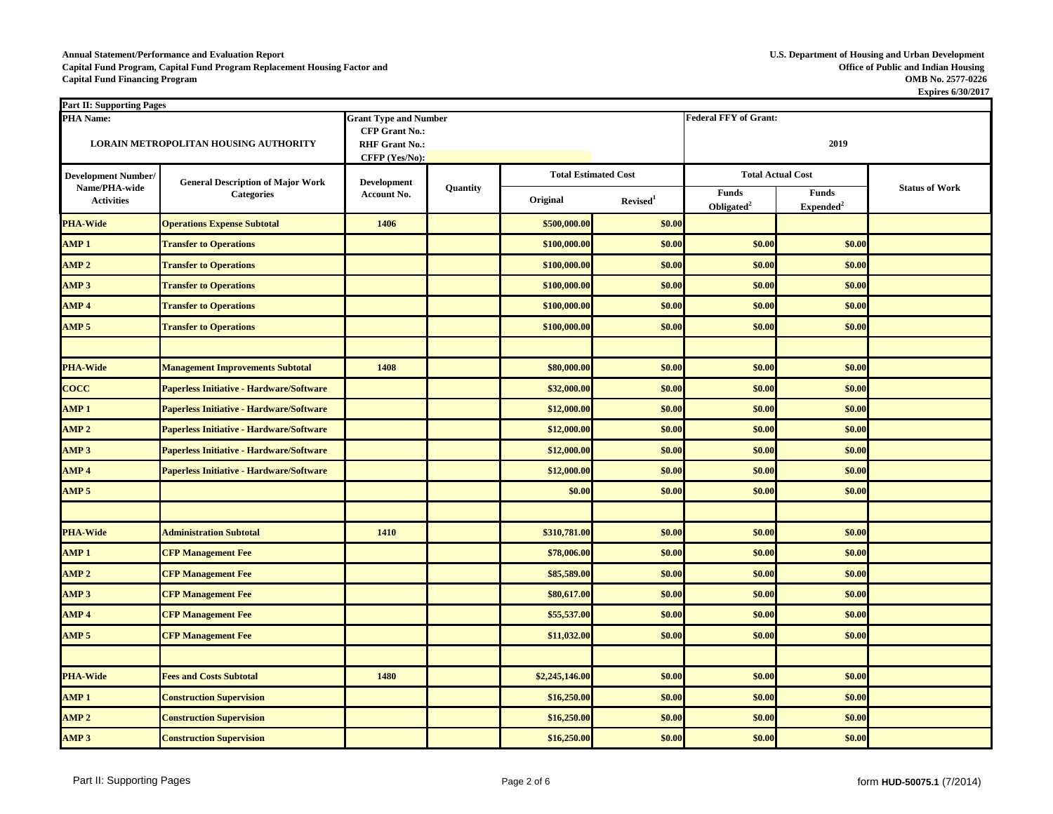Annual Statement/Performance and Evaluation Report
Capital Fund Program, Capital Fund Program Replacement Housing Factor and
Capital Fund Financing Program

U.S. Department of Housing and Urban Development
Office of Public and Indian Housing
OMB No. 2577-0226
Expires 6/30/2017

**Part II: Supporting Pages**

| PHA Name: LORAIN METROPOLITAN HOUSING AUTHORITY | | Grant Type and Number CFP Grant No.: RHF Grant No.: CFFP (Yes/No): | | | | Federal FFY of Grant: 2019 | | |
|---|---|---|---|---|---|---|---|---|
| **Development Number/ Name/PHA-wide Activities** | **General Description of Major Work Categories** | **Development Account No.** | **Quantity** | **Total Estimated Cost** | | **Total Actual Cost** | | **Status of Work** |
| | | | | **Original** | **Revised[1]** | **Funds Obligated[2]** | **Funds Expended[2]** | |
| PHA-Wide | Operations Expense Subtotal | 1406 | | $500,000.00 | $0.00 | | | |
| AMP 1 | Transfer to Operations | | | $100,000.00 | $0.00 | $0.00 | $0.00 | |
| AMP 2 | Transfer to Operations | | | $100,000.00 | $0.00 | $0.00 | $0.00 | |
| AMP 3 | Transfer to Operations | | | $100,000.00 | $0.00 | $0.00 | $0.00 | |
| AMP 4 | Transfer to Operations | | | $100,000.00 | $0.00 | $0.00 | $0.00 | |
| AMP 5 | Transfer to Operations | | | $100,000.00 | $0.00 | $0.00 | $0.00 | |
| | | | | | | | | |
| PHA-Wide | Management Improvements Subtotal | 1408 | | $80,000.00 | $0.00 | $0.00 | $0.00 | |
| COCC | Paperless Initiative - Hardware/Software | | | $32,000.00 | $0.00 | $0.00 | $0.00 | |
| AMP 1 | Paperless Initiative - Hardware/Software | | | $12,000.00 | $0.00 | $0.00 | $0.00 | |
| AMP 2 | Paperless Initiative - Hardware/Software | | | $12,000.00 | $0.00 | $0.00 | $0.00 | |
| AMP 3 | Paperless Initiative - Hardware/Software | | | $12,000.00 | $0.00 | $0.00 | $0.00 | |
| AMP 4 | Paperless Initiative - Hardware/Software | | | $12,000.00 | $0.00 | $0.00 | $0.00 | |
| AMP 5 | | | | $0.00 | $0.00 | $0.00 | $0.00 | |
| | | | | | | | | |
| PHA-Wide | Administration Subtotal | 1410 | | $310,781.00 | $0.00 | $0.00 | $0.00 | |
| AMP 1 | CFP Management Fee | | | $78,006.00 | $0.00 | $0.00 | $0.00 | |
| AMP 2 | CFP Management Fee | | | $85,589.00 | $0.00 | $0.00 | $0.00 | |
| AMP 3 | CFP Management Fee | | | $80,617.00 | $0.00 | $0.00 | $0.00 | |
| AMP 4 | CFP Management Fee | | | $55,537.00 | $0.00 | $0.00 | $0.00 | |
| AMP 5 | CFP Management Fee | | | $11,032.00 | $0.00 | $0.00 | $0.00 | |
| | | | | | | | | |
| PHA-Wide | Fees and Costs Subtotal | 1480 | | $2,245,146.00 | $0.00 | $0.00 | $0.00 | |
| AMP 1 | Construction Supervision | | | $16,250.00 | $0.00 | $0.00 | $0.00 | |
| AMP 2 | Construction Supervision | | | $16,250.00 | $0.00 | $0.00 | $0.00 | |
| AMP 3 | Construction Supervision | | | $16,250.00 | $0.00 | $0.00 | $0.00 | |

Part II: Supporting Pages

form **HUD-50075.1** (7/2014)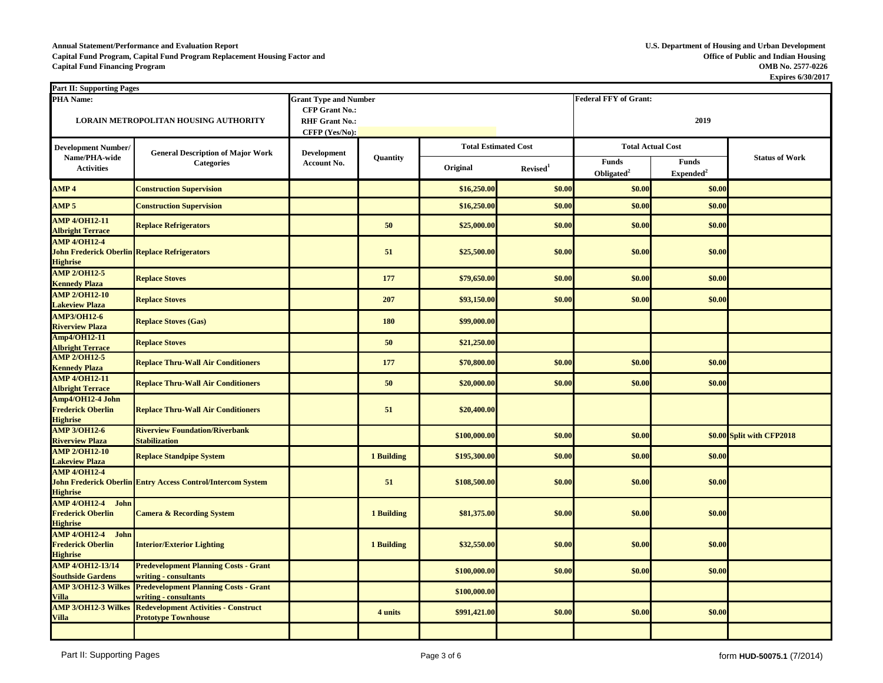**Annual Statement/Performance and Evaluation Report**
**Capital Fund Program, Capital Fund Program Replacement Housing Factor and**
**Capital Fund Financing Program**

**U.S. Department of Housing and Urban Development**
**Office of Public and Indian Housing**
**OMB No. 2577-0226**
**Expires 6/30/2017**

**Part II: Supporting Pages**

| PHA Name: | | Grant Type and Number | | | | Federal FFY of Grant: | | |
|---|---|---|---|---|---|---|---|---|
| LORAIN METROPOLITAN HOUSING AUTHORITY | | CFP Grant No.: RHF Grant No.: CFFP (Yes/No): | | | | 2019 | | |
| **Development Number/ Name/PHA-wide Activities** | **General Description of Major Work Categories** | **Development Account No.** | **Quantity** | **Total Estimated Cost** | | **Total Actual Cost** | | **Status of Work** |
| | | | | **Original** | **Revised[1]** | **Funds Obligated[2]** | **Funds Expended[2]** | |
| AMP 4 | Construction Supervision | | | $16,250.00 | $0.00 | $0.00 | $0.00 | |
| AMP 5 | Construction Supervision | | | $16,250.00 | $0.00 | $0.00 | $0.00 | |
| AMP 4/OH12-11 Albright Terrace | Replace Refrigerators | | 50 | $25,000.00 | $0.00 | $0.00 | $0.00 | |
| AMP 4/OH12-4 John Frederick Oberlin Highrise | Replace Refrigerators | | 51 | $25,500.00 | $0.00 | $0.00 | $0.00 | |
| AMP 2/OH12-5 Kennedy Plaza | Replace Stoves | | 177 | $79,650.00 | $0.00 | $0.00 | $0.00 | |
| AMP 2/OH12-10 Lakeview Plaza | Replace Stoves | | 207 | $93,150.00 | $0.00 | $0.00 | $0.00 | |
| AMP3/OH12-6 Riverview Plaza | Replace Stoves (Gas) | | 180 | $99,000.00 | | | | |
| Amp4/OH12-11 Albright Terrace | Replace Stoves | | 50 | $21,250.00 | | | | |
| AMP 2/OH12-5 Kennedy Plaza | Replace Thru-Wall Air Conditioners | | 177 | $70,800.00 | $0.00 | $0.00 | $0.00 | |
| AMP 4/OH12-11 Albright Terrace | Replace Thru-Wall Air Conditioners | | 50 | $20,000.00 | $0.00 | $0.00 | $0.00 | |
| Amp4/OH12-4 John Frederick Oberlin Highrise | Replace Thru-Wall Air Conditioners | | 51 | $20,400.00 | | | | |
| AMP 3/OH12-6 Riverview Plaza | Riverview Foundation/Riverbank Stabilization | | | $100,000.00 | $0.00 | $0.00 | $0.00 | Split with CFP2018 |
| AMP 2/OH12-10 Lakeview Plaza | Replace Standpipe System | | 1 Building | $195,300.00 | $0.00 | $0.00 | $0.00 | |
| AMP 4/OH12-4 John Frederick Oberlin Highrise | Entry Access Control/Intercom System | | 51 | $108,500.00 | $0.00 | $0.00 | $0.00 | |
| AMP 4/OH12-4 John Frederick Oberlin Highrise | Camera & Recording System | | 1 Building | $81,375.00 | $0.00 | $0.00 | $0.00 | |
| AMP 4/OH12-4 John Frederick Oberlin Highrise | Interior/Exterior Lighting | | 1 Building | $32,550.00 | $0.00 | $0.00 | $0.00 | |
| AMP 4/OH12-13/14 Southside Gardens | Predevelopment Planning Costs - Grant writing - consultants | | | $100,000.00 | $0.00 | $0.00 | $0.00 | |
| AMP 3/OH12-3 Wilkes Villa | Predevelopment Planning Costs - Grant writing - consultants | | | $100,000.00 | | | | |
| AMP 3/OH12-3 Wilkes Villa | Redevelopment Activities - Construct Prototype Townhouse | | 4 units | $991,421.00 | $0.00 | $0.00 | $0.00 | |
| | | | | | | | | |

Part II: Supporting Pages

form HUD-50075.1 (7/2014)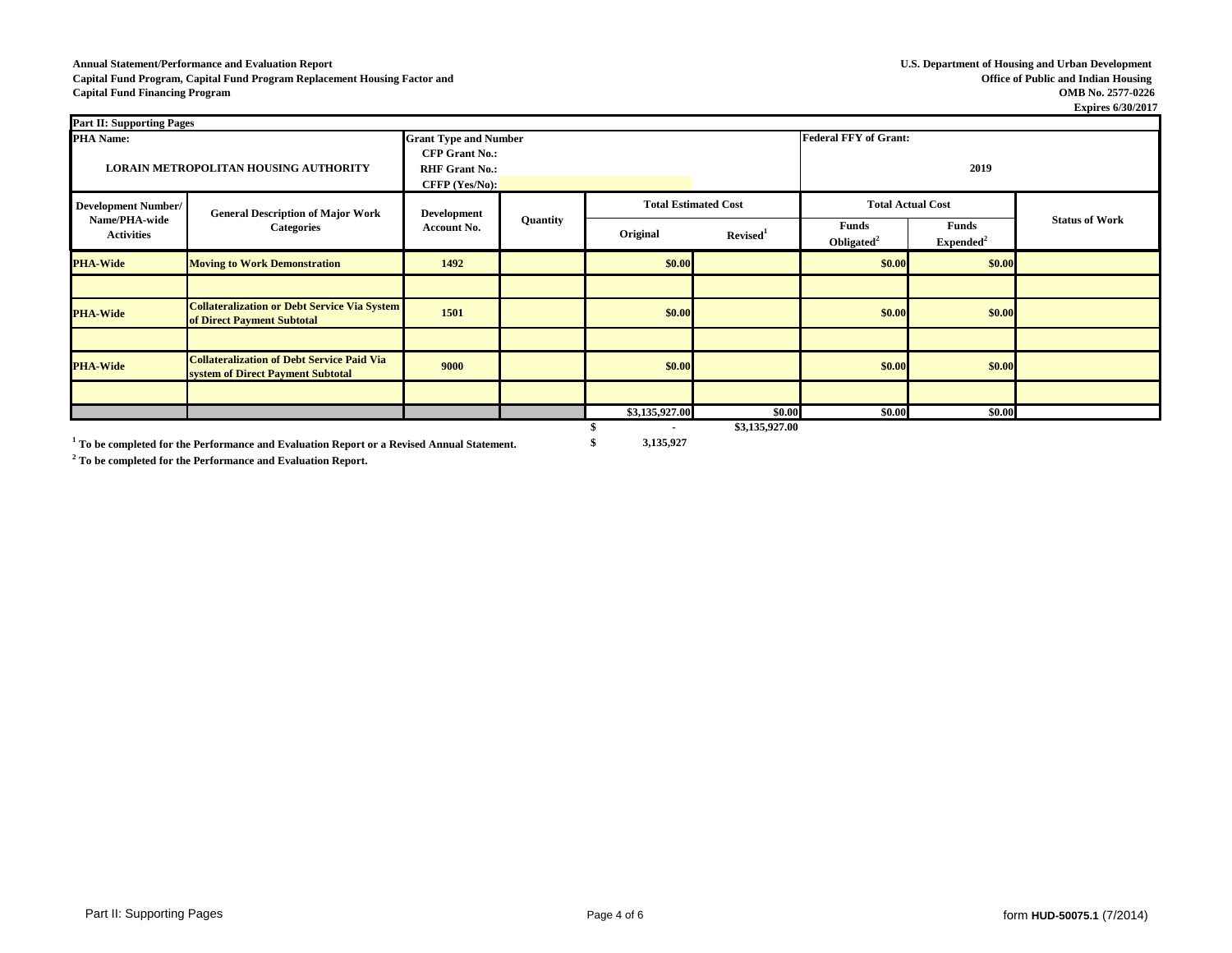**Annual Statement/Performance and Evaluation Report**
**Capital Fund Program, Capital Fund Program Replacement Housing Factor and**
**Capital Fund Financing Program**

**U.S. Department of Housing and Urban Development**
**Office of Public and Indian Housing**
**OMB No. 2577-0226**
**Expires 6/30/2017**

| **Part II: Supporting Pages** | | | | | | | | |
|---|---|---|---|---|---|---|---|---|
| **PHA Name:** LORAIN METROPOLITAN HOUSING AUTHORITY | | **Grant Type and Number** CFP Grant No.: RHF Grant No.: CFFP (Yes/No): | | | | **Federal FFY of Grant:** 2019 | | |
| **Development Number/ Name/PHA-wide Activities** | **General Description of Major Work Categories** | **Development Account No.** | **Quantity** | **Total Estimated Cost** | | **Total Actual Cost** | | **Status of Work** |
| | | | | **Original** | **Revised**[1] | **Funds Obligated**[2] | **Funds Expended**[2] | |
| **PHA-Wide** | **Moving to Work Demonstration** | **1492** | | **$0.00** | | **$0.00** | **$0.00** | |
| | | | | | | | | |
| **PHA-Wide** | **Collateralization or Debt Service Via System of Direct Payment Subtotal** | **1501** | | **$0.00** | | **$0.00** | **$0.00** | |
| | | | | | | | | |
| **PHA-Wide** | **Collateralization of Debt Service Paid Via system of Direct Payment Subtotal** | **9000** | | **$0.00** | | **$0.00** | **$0.00** | |
| | | | | | | | | |
| | | | | **$3,135,927.00** | **$0.00** | **$0.00** | **$0.00** | |
| | | | | **$ -** | **$3,135,927.00** | | | |
| | | | | **$ 3,135,927** | | | | |

[1] **To be completed for the Performance and Evaluation Report or a Revised Annual Statement.**

[2] **To be completed for the Performance and Evaluation Report.**

Part II: Supporting Pages

form **HUD-50075.1** (7/2014)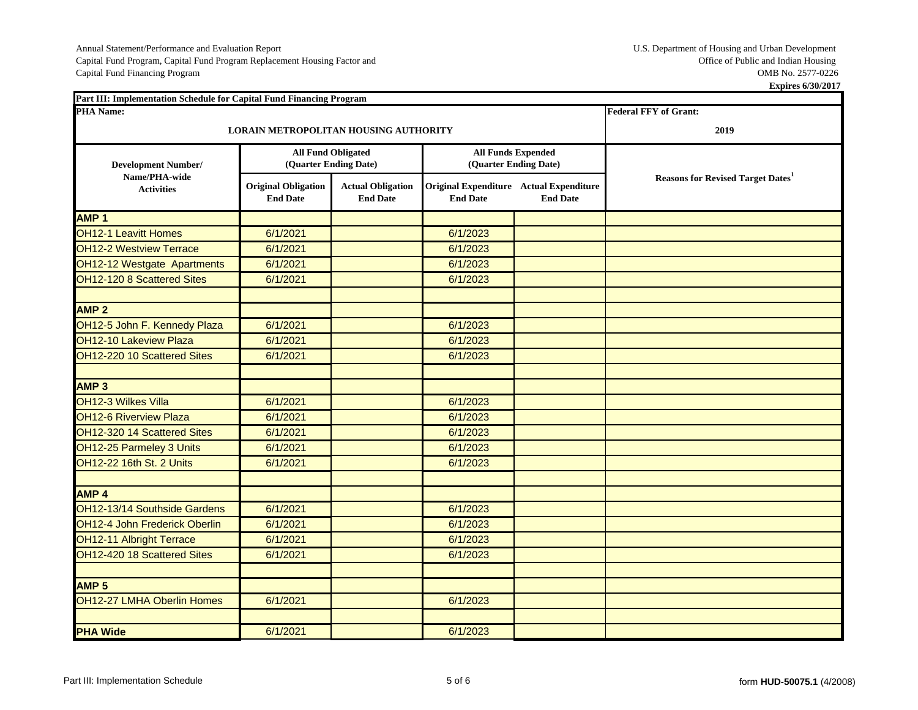Annual Statement/Performance and Evaluation Report
Capital Fund Program, Capital Fund Program Replacement Housing Factor and
Capital Fund Financing Program

U.S. Department of Housing and Urban Development
Office of Public and Indian Housing
OMB No. 2577-0226
**Expires 6/30/2017**

**Part III: Implementation Schedule for Capital Fund Financing Program**

| **PHA Name:** LORAIN METROPOLITAN HOUSING AUTHORITY | | | | | **Federal FFY of Grant:** 2019 |
|---|---|---|---|---|---|
| **Development Number/ Name/PHA-wide Activities** | **All Fund Obligated (Quarter Ending Date)** | | **All Funds Expended (Quarter Ending Date)** | | **Reasons for Revised Target Dates**[1] |
| | **Original Obligation End Date** | **Actual Obligation End Date** | **Original Expenditure End Date** | **Actual Expenditure End Date** | |
| **AMP 1** | | | | | |
| OH12-1 Leavitt Homes | 6/1/2021 | | 6/1/2023 | | |
| OH12-2 Westview Terrace | 6/1/2021 | | 6/1/2023 | | |
| OH12-12 Westgate Apartments | 6/1/2021 | | 6/1/2023 | | |
| OH12-120 8 Scattered Sites | 6/1/2021 | | 6/1/2023 | | |
| | | | | | |
| **AMP 2** | | | | | |
| OH12-5 John F. Kennedy Plaza | 6/1/2021 | | 6/1/2023 | | |
| OH12-10 Lakeview Plaza | 6/1/2021 | | 6/1/2023 | | |
| OH12-220 10 Scattered Sites | 6/1/2021 | | 6/1/2023 | | |
| | | | | | |
| **AMP 3** | | | | | |
| OH12-3 Wilkes Villa | 6/1/2021 | | 6/1/2023 | | |
| OH12-6 Riverview Plaza | 6/1/2021 | | 6/1/2023 | | |
| OH12-320 14 Scattered Sites | 6/1/2021 | | 6/1/2023 | | |
| OH12-25 Parmeley 3 Units | 6/1/2021 | | 6/1/2023 | | |
| OH12-22 16th St. 2 Units | 6/1/2021 | | 6/1/2023 | | |
| | | | | | |
| **AMP 4** | | | | | |
| OH12-13/14 Southside Gardens | 6/1/2021 | | 6/1/2023 | | |
| OH12-4 John Frederick Oberlin | 6/1/2021 | | 6/1/2023 | | |
| OH12-11 Albright Terrace | 6/1/2021 | | 6/1/2023 | | |
| OH12-420 18 Scattered Sites | 6/1/2021 | | 6/1/2023 | | |
| | | | | | |
| **AMP 5** | | | | | |
| OH12-27 LMHA Oberlin Homes | 6/1/2021 | | 6/1/2023 | | |
| | | | | | |
| **PHA Wide** | 6/1/2021 | | 6/1/2023 | | |

Part III: Implementation Schedule

form **HUD-50075.1** (4/2008)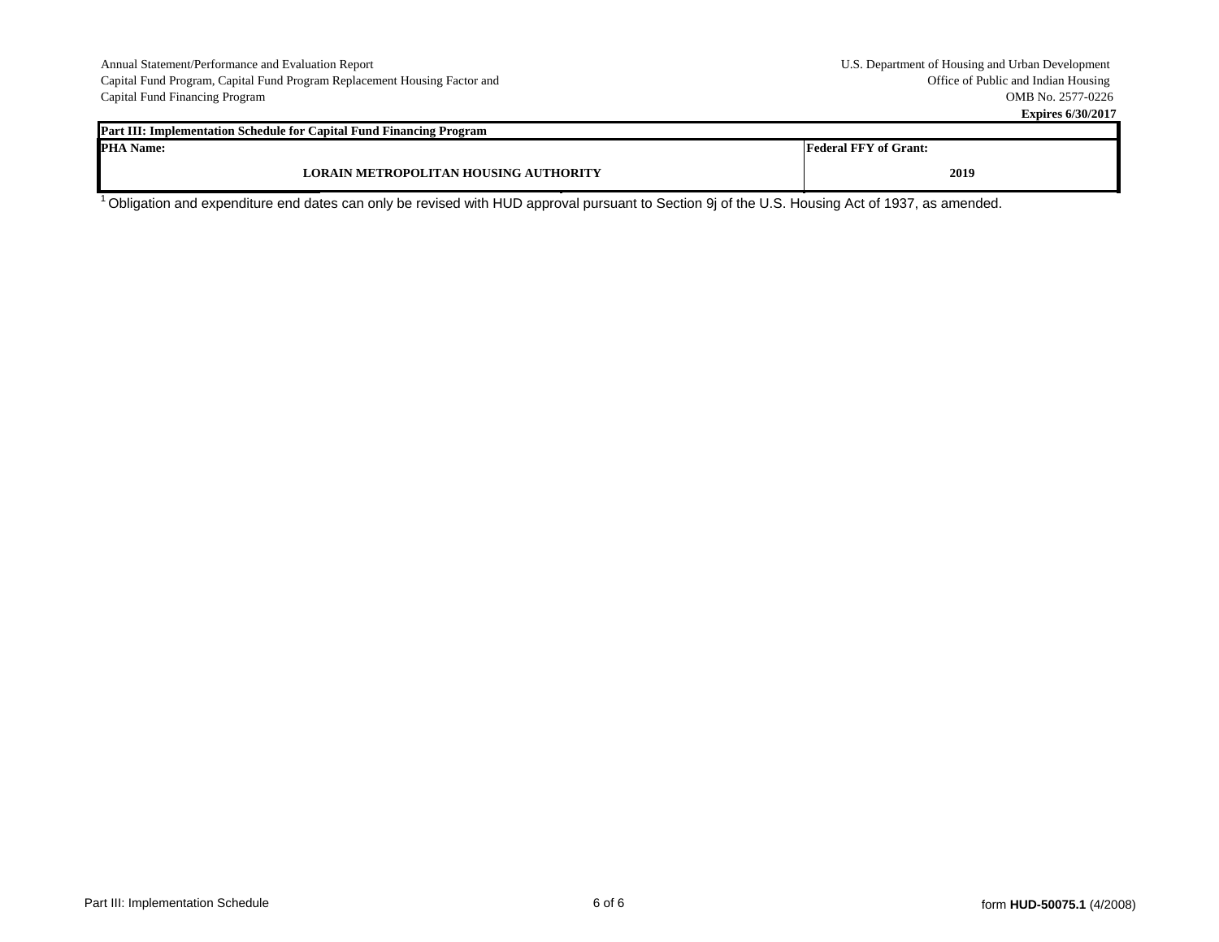Annual Statement/Performance and Evaluation Report
Capital Fund Program, Capital Fund Program Replacement Housing Factor and
Capital Fund Financing Program

U.S. Department of Housing and Urban Development
Office of Public and Indian Housing
OMB No. 2577-0226
**Expires 6/30/2017**

| **Part III: Implementation Schedule for Capital Fund Financing Program** | |
|---|---|
| **PHA Name:** | **Federal FFY of Grant:** |
| **LORAIN METROPOLITAN HOUSING AUTHORITY** | **2019** |

[1] Obligation and expenditure end dates can only be revised with HUD approval pursuant to Section 9j of the U.S. Housing Act of 1937, as amended.

Part III: Implementation Schedule

form **HUD-50075.1** (4/2008)